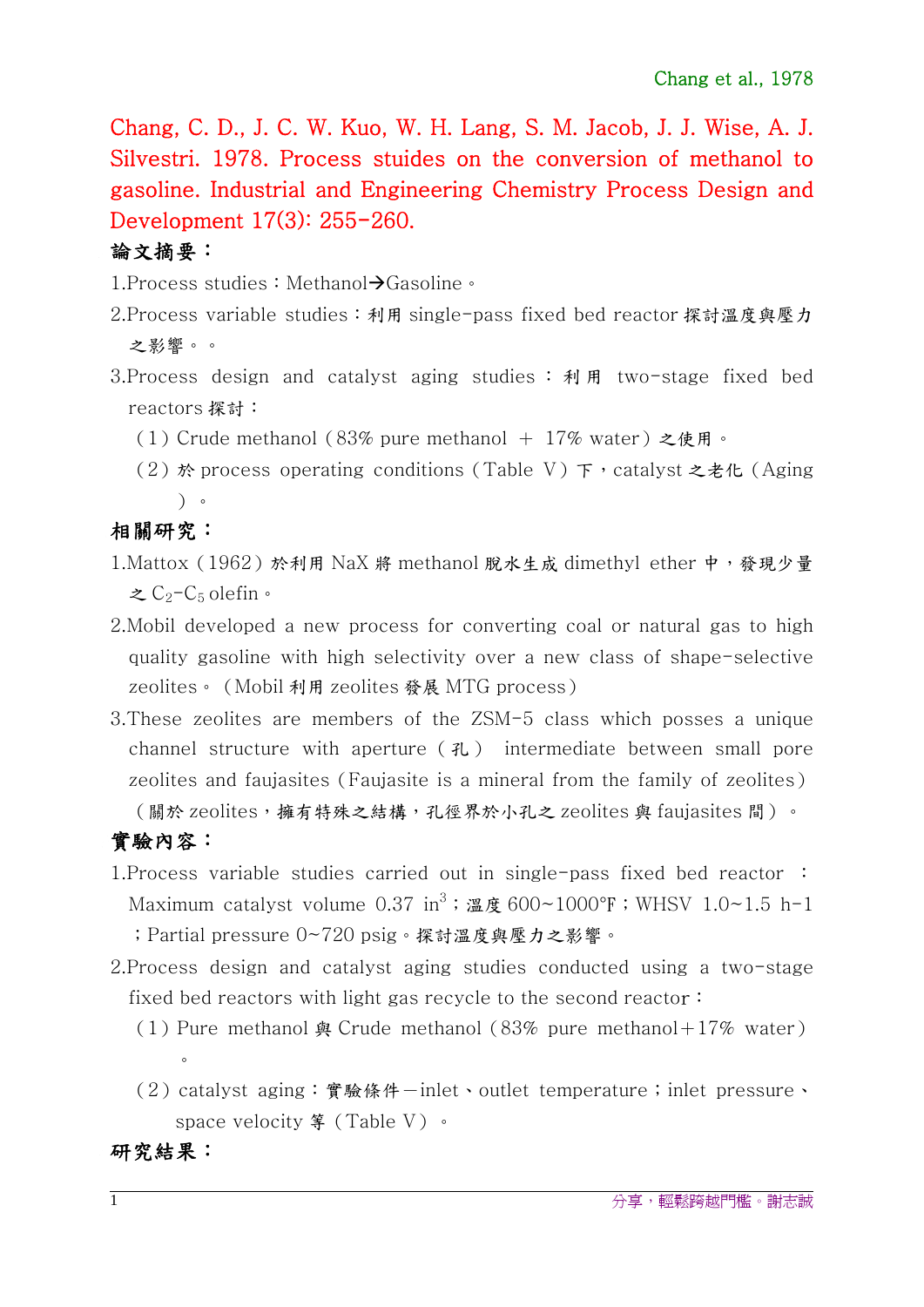Chang, C. D., J. C. W. Kuo, W. H. Lang, S. M. Jacob, J. J. Wise, A. J. Silvestri. 1978. Process stuides on the conversion of methanol to gasoline. Industrial and Engineering Chemistry Process Design and Development 17(3): 255-260.

## 論文摘要：

1. Process studies：Methanol→Gasoline。
2. Process variable studies：利用 single-pass fixed bed reactor 探討溫度與壓力之影響。。
3. Process design and catalyst aging studies：利用 two-stage fixed bed reactors 探討：
   （1）Crude methanol（83% pure methanol ＋ 17% water）之使用。
   （2）於 process operating conditions（Table Ⅴ）下，catalyst 之老化（Aging）。

## 相關研究：

1. Mattox（1962）於利用 NaX 將 methanol 脫水生成 dimethyl ether 中，發現少量之 $C_2$-$C_5$ olefin。
2. Mobil developed a new process for converting coal or natural gas to high quality gasoline with high selectivity over a new class of shape-selective zeolites。（Mobil 利用 zeolites 發展 MTG process）
3. These zeolites are members of the ZSM-5 class which posses a unique channel structure with aperture（孔） intermediate between small pore zeolites and faujasites（Faujasite is a mineral from the family of zeolites）（關於 zeolites，擁有特殊之結構，孔徑界於小孔之 zeolites 與 faujasites 間）。

## 實驗內容：

1. Process variable studies carried out in single-pass fixed bed reactor ：Maximum catalyst volume 0.37 $in^3$；溫度 600~1000℉；WHSV 1.0~1.5 h-1；Partial pressure 0~720 psig。探討溫度與壓力之影響。
2. Process design and catalyst aging studies conducted using a two-stage fixed bed reactors with light gas recycle to the second reactor：
   （1）Pure methanol 與 Crude methanol（83% pure methanol＋17% water）。
   （2）catalyst aging：實驗條件－inlet、outlet temperature；inlet pressure、space velocity 等（Table Ⅴ）。

## 研究結果：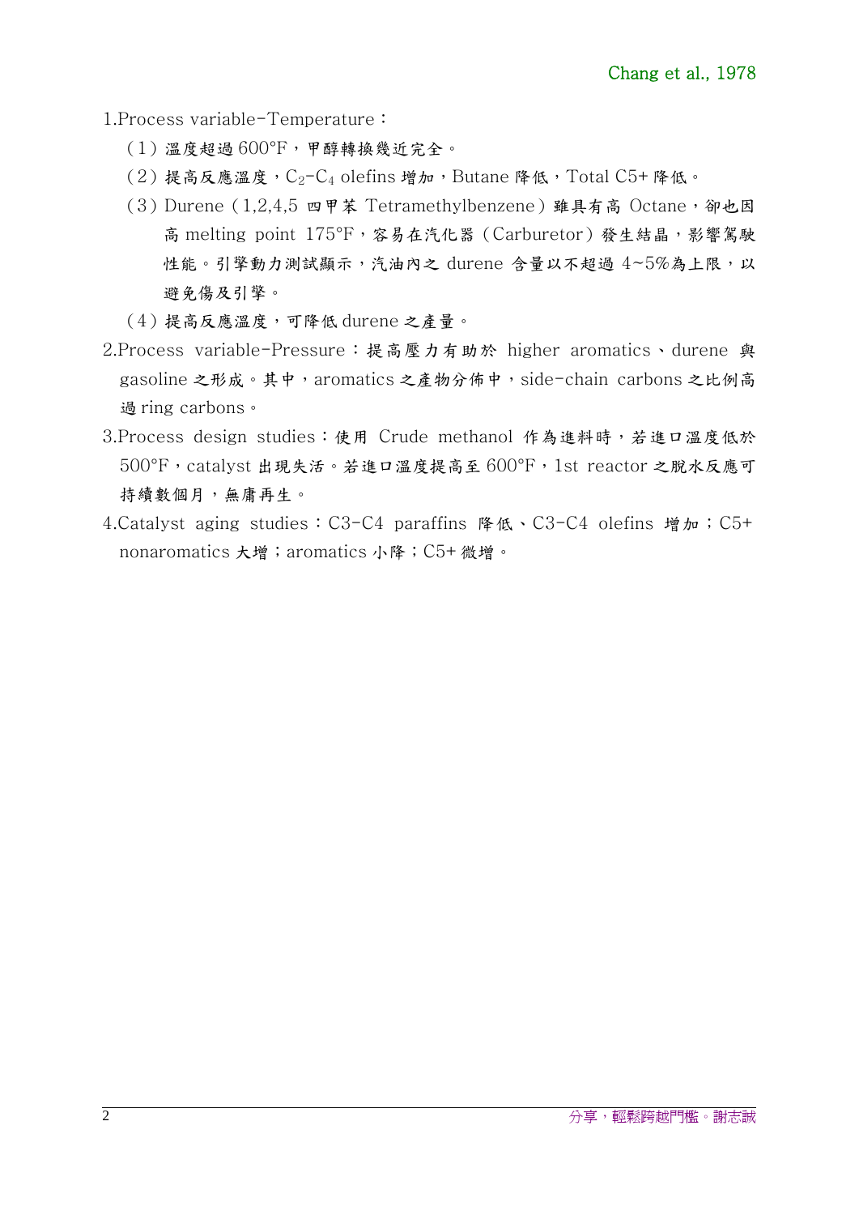Chang et al., 1978

1.Process variable-Temperature：

（1）溫度超過 600°F，甲醇轉換幾近完全。

（2）提高反應溫度，$C_2$-$C_4$ olefins 增加，Butane 降低，Total C5+ 降低。

（3）Durene（1,2,4,5 四甲苯 Tetramethylbenzene）雖具有高 Octane，卻也因高 melting point 175°F，容易在汽化器（Carburetor）發生結晶，影響駕駛性能。引擎動力測試顯示，汽油內之 durene 含量以不超過 4~5%為上限，以避免傷及引擎。

（4）提高反應溫度，可降低 durene 之產量。

2.Process variable-Pressure：提高壓力有助於 higher aromatics、durene 與 gasoline 之形成。其中，aromatics 之產物分佈中，side-chain carbons 之比例高過 ring carbons。

3.Process design studies：使用 Crude methanol 作為進料時，若進口溫度低於 500°F，catalyst 出現失活。若進口溫度提高至 600°F，1st reactor 之脫水反應可持續數個月，無庸再生。

4.Catalyst aging studies：C3-C4 paraffins 降低、C3-C4 olefins 增加；C5+ nonaromatics 大增；aromatics 小降；C5+ 微增。